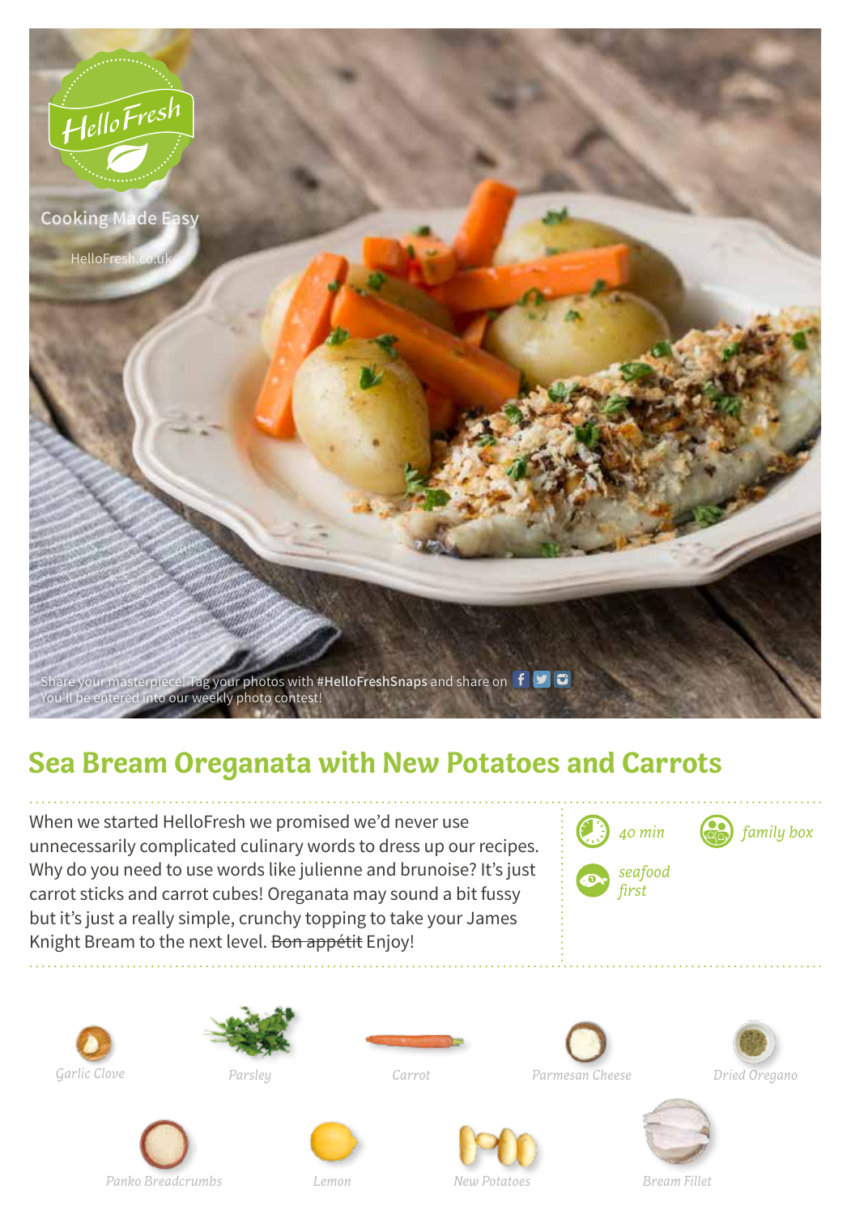HelloFresh

Cooking Made Easy

HelloFresh.co.uk

Share your masterpiece! Tag your photos with **#HelloFreshSnaps** and share on
You'll be entered into our weekly photo contest!

# Sea Bream Oreganata with New Potatoes and Carrots

When we started HelloFresh we promised we'd never use unnecessarily complicated culinary words to dress up our recipes. Why do you need to use words like julienne and brunoise? It's just carrot sticks and carrot cubes! Oreganata may sound a bit fussy but it's just a really simple, crunchy topping to take your James Knight Bream to the next level. ~~Bon appétit~~ Enjoy!

*40 min*

*family box*

*seafood first*

*Garlic Clove*

*Parsley*

*Carrot*

*Parmesan Cheese*

*Dried Oregano*

*Panko Breadcrumbs*

*Lemon*

*New Potatoes*

*Bream Fillet*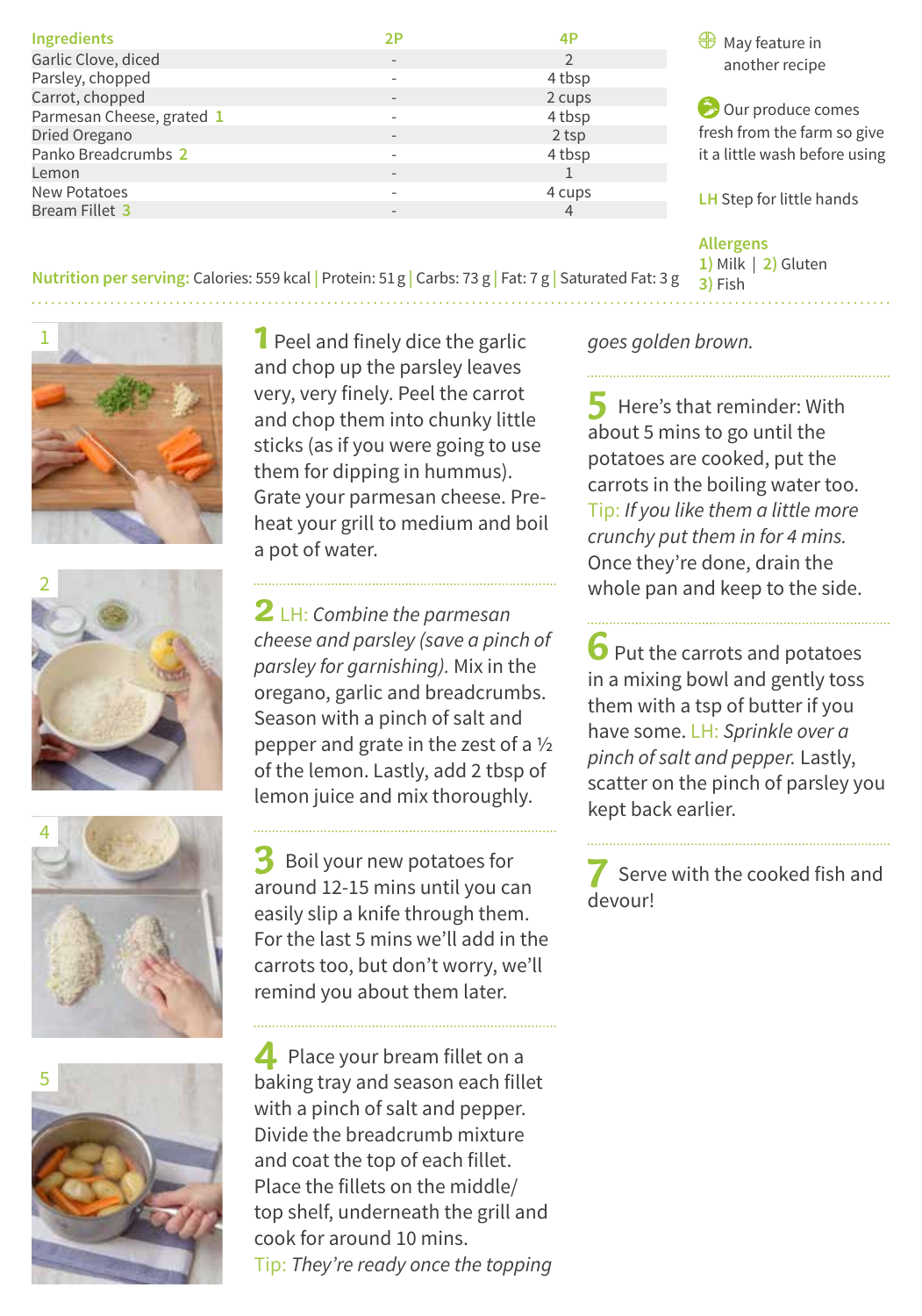| Ingredients | 2P | 4P |
|---|---|---|
| Garlic Clove, diced | - | 2 |
| Parsley, chopped | - | 4 tbsp |
| Carrot, chopped | - | 2 cups |
| Parmesan Cheese, grated 1 | - | 4 tbsp |
| Dried Oregano | - | 2 tsp |
| Panko Breadcrumbs 2 | - | 4 tbsp |
| Lemon | - | 1 |
| New Potatoes | - | 4 cups |
| Bream Fillet 3 | - | 4 |

May feature in another recipe

Our produce comes fresh from the farm so give it a little wash before using

**LH** Step for little hands

**Allergens**
1) Milk | 2) Gluten
3) Fish

**Nutrition per serving:** Calories: 559 kcal | Protein: 51 g | Carbs: 73 g | Fat: 7 g | Saturated Fat: 3 g

---

**1** Peel and finely dice the garlic and chop up the parsley leaves very, very finely. Peel the carrot and chop them into chunky little sticks (as if you were going to use them for dipping in hummus). Grate your parmesan cheese. Pre-heat your grill to medium and boil a pot of water.

**2** LH: *Combine the parmesan cheese and parsley (save a pinch of parsley for garnishing).* Mix in the oregano, garlic and breadcrumbs. Season with a pinch of salt and pepper and grate in the zest of a ½ of the lemon. Lastly, add 2 tbsp of lemon juice and mix thoroughly.

**3** Boil your new potatoes for around 12-15 mins until you can easily slip a knife through them. For the last 5 mins we'll add in the carrots too, but don't worry, we'll remind you about them later.

**4** Place your bream fillet on a baking tray and season each fillet with a pinch of salt and pepper. Divide the breadcrumb mixture and coat the top of each fillet. Place the fillets on the middle/top shelf, underneath the grill and cook for around 10 mins.
Tip: *They're ready once the topping goes golden brown.*

**5** Here's that reminder: With about 5 mins to go until the potatoes are cooked, put the carrots in the boiling water too. Tip: *If you like them a little more crunchy put them in for 4 mins.* Once they're done, drain the whole pan and keep to the side.

**6** Put the carrots and potatoes in a mixing bowl and gently toss them with a tsp of butter if you have some. LH: *Sprinkle over a pinch of salt and pepper.* Lastly, scatter on the pinch of parsley you kept back earlier.

**7** Serve with the cooked fish and devour!